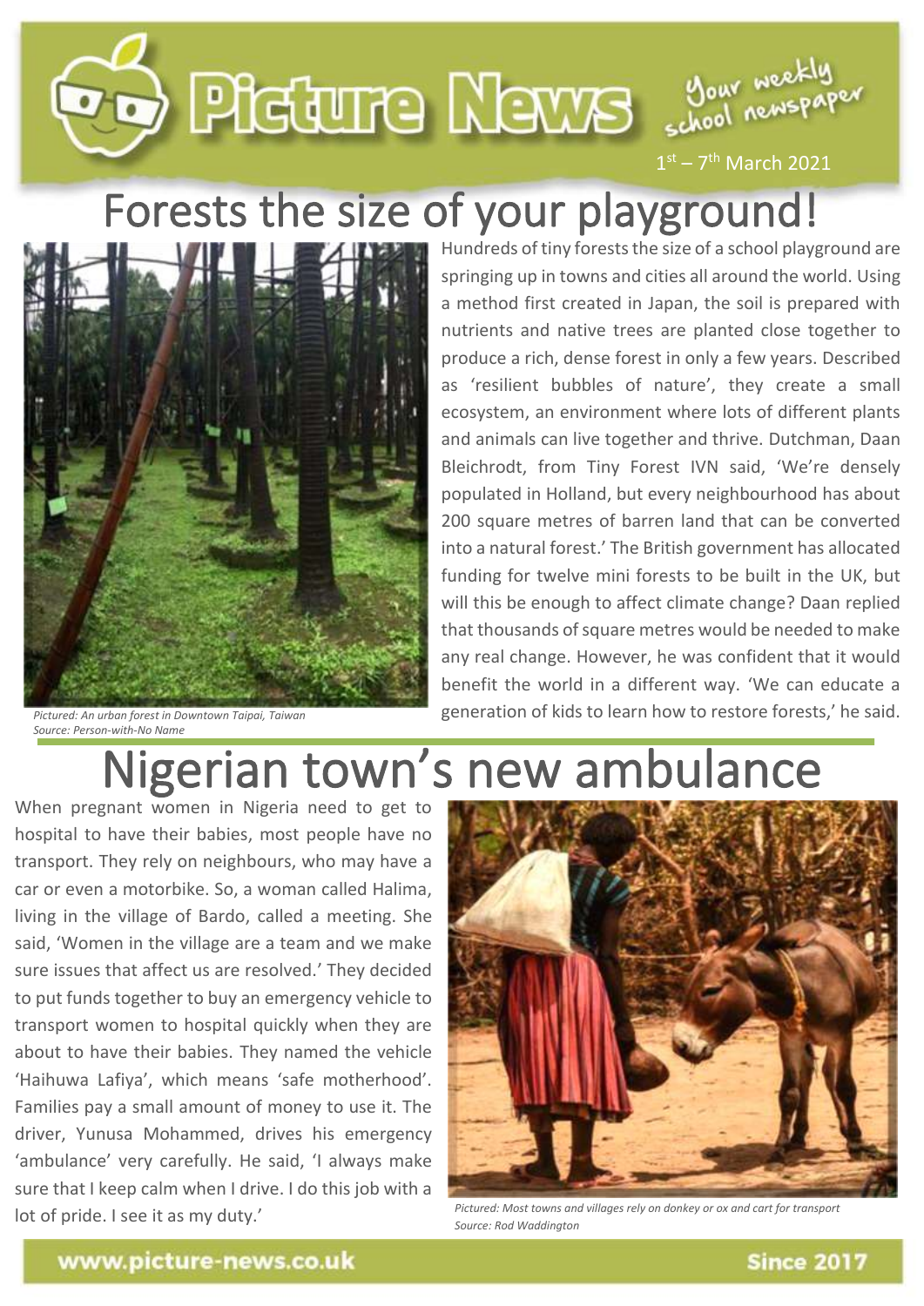# Picture News

Your weekly school newspaper

1st – 7th March 2021

## Forests the size of your playground!

Pictured: An urban forest in Downtown Taipai, Taiwan
Source: Person-with-No Name

Hundreds of tiny forests the size of a school playground are springing up in towns and cities all around the world. Using a method first created in Japan, the soil is prepared with nutrients and native trees are planted close together to produce a rich, dense forest in only a few years. Described as 'resilient bubbles of nature', they create a small ecosystem, an environment where lots of different plants and animals can live together and thrive. Dutchman, Daan Bleichrodt, from Tiny Forest IVN said, 'We're densely populated in Holland, but every neighbourhood has about 200 square metres of barren land that can be converted into a natural forest.' The British government has allocated funding for twelve mini forests to be built in the UK, but will this be enough to affect climate change? Daan replied that thousands of square metres would be needed to make any real change. However, he was confident that it would benefit the world in a different way. 'We can educate a generation of kids to learn how to restore forests,' he said.

## Nigerian town's new ambulance

When pregnant women in Nigeria need to get to hospital to have their babies, most people have no transport. They rely on neighbours, who may have a car or even a motorbike. So, a woman called Halima, living in the village of Bardo, called a meeting. She said, 'Women in the village are a team and we make sure issues that affect us are resolved.' They decided to put funds together to buy an emergency vehicle to transport women to hospital quickly when they are about to have their babies. They named the vehicle 'Haihuwa Lafiya', which means 'safe motherhood'. Families pay a small amount of money to use it. The driver, Yunusa Mohammed, drives his emergency 'ambulance' very carefully. He said, 'I always make sure that I keep calm when I drive. I do this job with a lot of pride. I see it as my duty.'

Pictured: Most towns and villages rely on donkey or ox and cart for transport
Source: Rod Waddington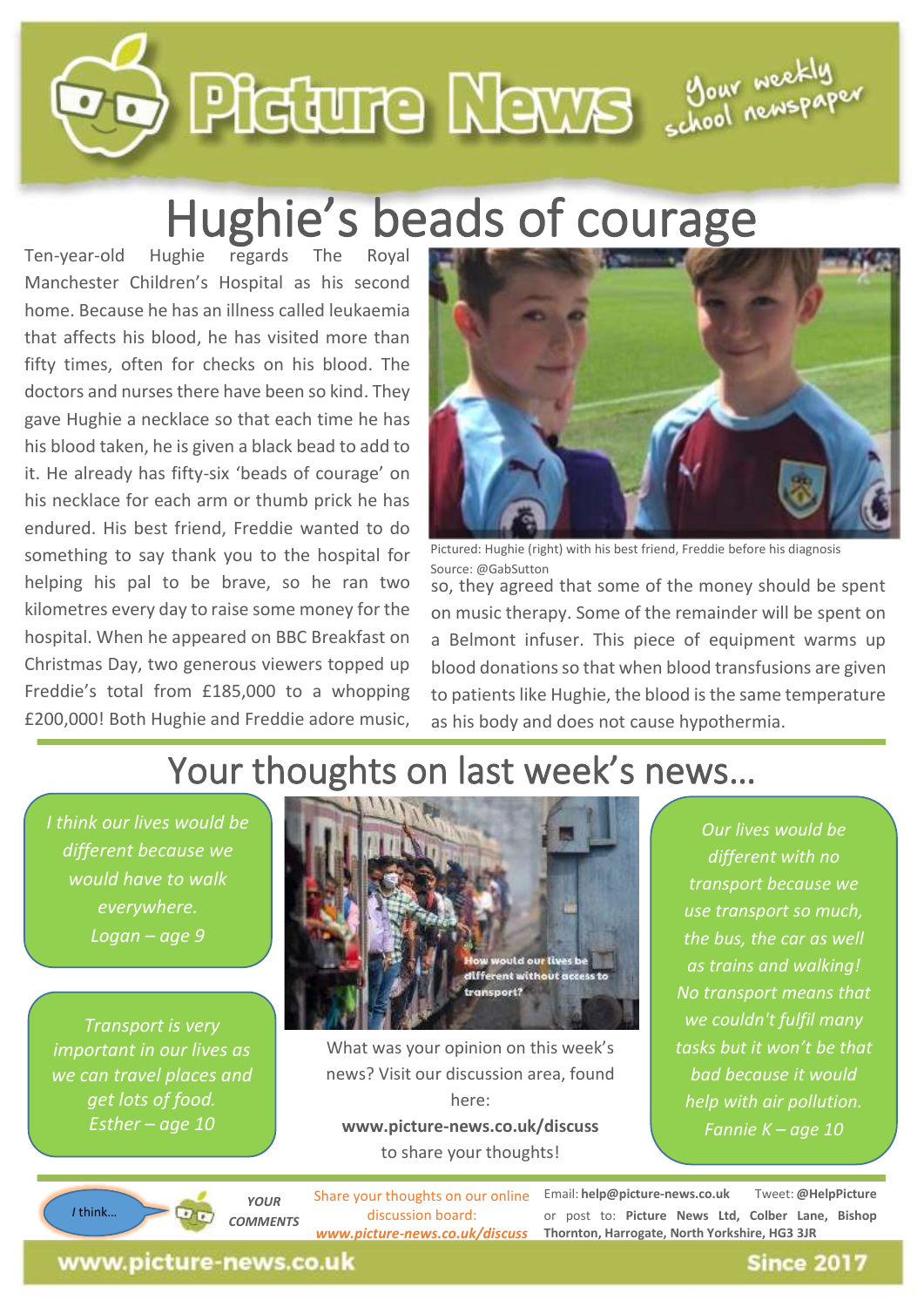# Hughie's beads of courage

Ten-year-old Hughie regards The Royal Manchester Children's Hospital as his second home. Because he has an illness called leukaemia that affects his blood, he has visited more than fifty times, often for checks on his blood. The doctors and nurses there have been so kind. They gave Hughie a necklace so that each time he has his blood taken, he is given a black bead to add to it. He already has fifty-six 'beads of courage' on his necklace for each arm or thumb prick he has endured. His best friend, Freddie wanted to do something to say thank you to the hospital for helping his pal to be brave, so he ran two kilometres every day to raise some money for the hospital. When he appeared on BBC Breakfast on Christmas Day, two generous viewers topped up Freddie's total from £185,000 to a whopping £200,000! Both Hughie and Freddie adore music, so, they agreed that some of the money should be spent on music therapy. Some of the remainder will be spent on a Belmont infuser. This piece of equipment warms up blood donations so that when blood transfusions are given to patients like Hughie, the blood is the same temperature as his body and does not cause hypothermia.

Pictured: Hughie (right) with his best friend, Freddie before his diagnosis
Source: @GabSutton

## Your thoughts on last week's news…

*I think our lives would be different because we would have to walk everywhere.*
*Logan – age 9*

*Transport is very important in our lives as we can travel places and get lots of food.*
*Esther – age 10*

How would our lives be different without access to transport?

What was your opinion on this week's news? Visit our discussion area, found here:
**www.picture-news.co.uk/discuss**
to share your thoughts!

*Our lives would be different with no transport because we use transport so much, the bus, the car as well as trains and walking! No transport means that we couldn't fulfil many tasks but it won't be that bad because it would help with air pollution.*
*Fannie K – age 10*

I think…

*YOUR COMMENTS*

Share your thoughts on our online discussion board: *www.picture-news.co.uk/discuss*

Email: **help@picture-news.co.uk** Tweet: **@HelpPicture**
or post to: **Picture News Ltd, Colber Lane, Bishop Thornton, Harrogate, North Yorkshire, HG3 3JR**